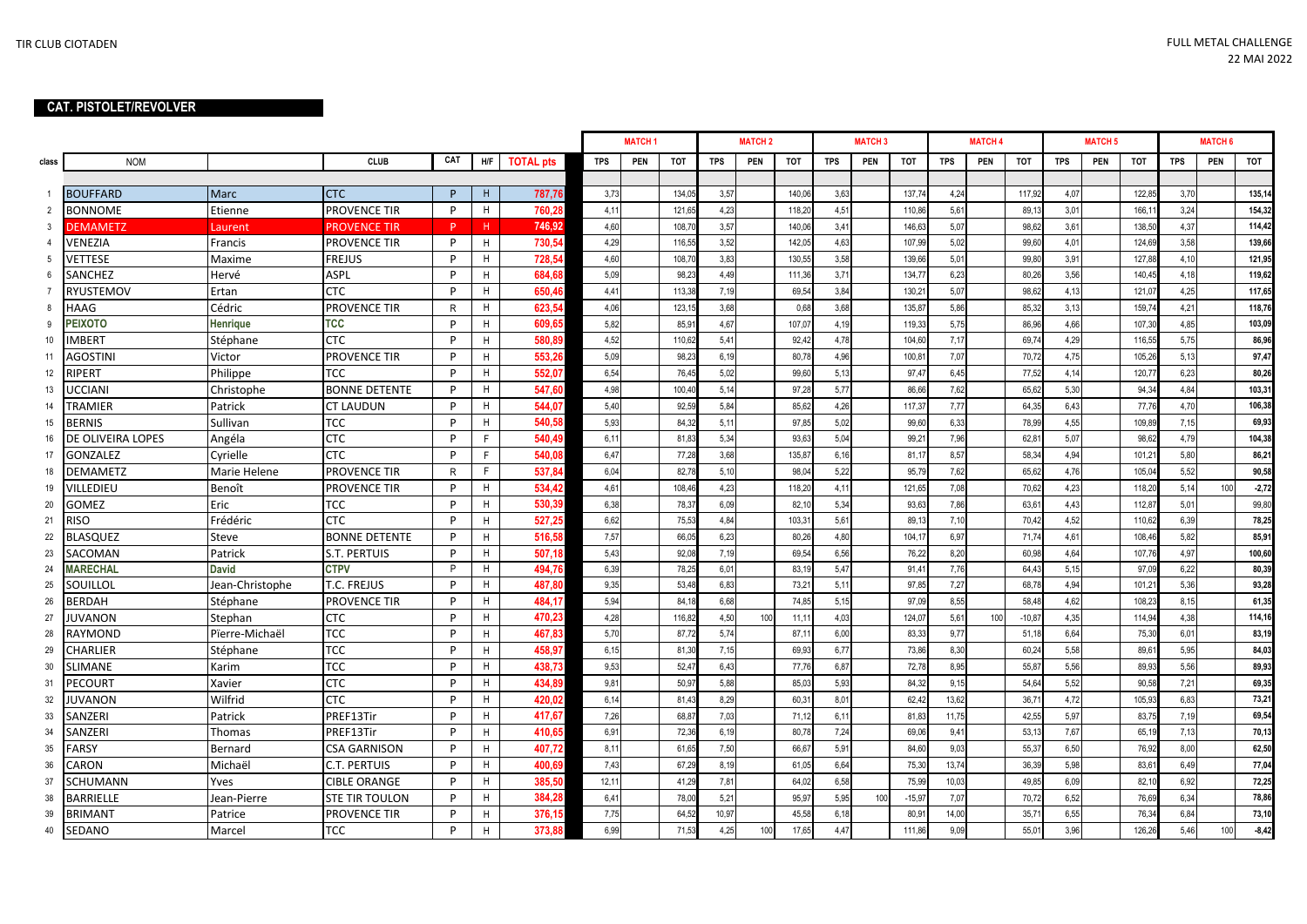TIR CLUB CIOTADEN

FULL METAL CHALLENGE
22 MAI 2022

**CAT. PISTOLET/REVOLVER**

| class | NOM | | CLUB | CAT | H/F | TOTAL pts | MATCH 1 | | | MATCH 2 | | | MATCH 3 | | | MATCH 4 | | | MATCH 5 | | | MATCH 6 | | |
|---|---|---|---|---|---|---|---|---|---|---|---|---|---|---|---|---|---|---|---|---|---|---|---|---|
| | | | | | | | TPS | PEN | TOT | TPS | PEN | TOT | TPS | PEN | TOT | TPS | PEN | TOT | TPS | PEN | TOT | TPS | PEN | TOT |
| 1 | BOUFFARD | Marc | CTC | P | H | 787,76 | 3,73 | | 134,05 | 3,57 | | 140,06 | 3,63 | | 137,74 | 4,24 | | 117,92 | 4,07 | | 122,85 | 3,70 | | 135,14 |
| 2 | BONNOME | Etienne | PROVENCE TIR | P | H | 760,28 | 4,11 | | 121,65 | 4,23 | | 118,20 | 4,51 | | 110,86 | 5,61 | | 89,13 | 3,01 | | 166,11 | 3,24 | | 154,32 |
| 3 | DEMAMETZ | Laurent | PROVENCE TIR | P | H | 746,92 | 4,60 | | 108,70 | 3,57 | | 140,06 | 3,41 | | 146,63 | 5,07 | | 98,62 | 3,61 | | 138,50 | 4,37 | | 114,42 |
| 4 | VENEZIA | Francis | PROVENCE TIR | P | H | 730,54 | 4,29 | | 116,55 | 3,52 | | 142,05 | 4,63 | | 107,99 | 5,02 | | 99,60 | 4,01 | | 124,69 | 3,58 | | 139,66 |
| 5 | VETTESE | Maxime | FREJUS | P | H | 728,54 | 4,60 | | 108,70 | 3,83 | | 130,55 | 3,58 | | 139,66 | 5,01 | | 99,80 | 3,91 | | 127,88 | 4,10 | | 121,95 |
| 6 | SANCHEZ | Hervé | ASPL | P | H | 684,68 | 5,09 | | 98,23 | 4,49 | | 111,36 | 3,71 | | 134,77 | 6,23 | | 80,26 | 3,56 | | 140,45 | 4,18 | | 119,62 |
| 7 | RYUSTEMOV | Ertan | CTC | P | H | 650,46 | 4,41 | | 113,38 | 7,19 | | 69,54 | 3,84 | | 130,21 | 5,07 | | 98,62 | 4,13 | | 121,07 | 4,25 | | 117,65 |
| 8 | HAAG | Cédric | PROVENCE TIR | R | H | 623,54 | 4,06 | | 123,15 | 3,68 | | 0,68 | 3,68 | | 135,87 | 5,86 | | 85,32 | 3,13 | | 159,74 | 4,21 | | 118,76 |
| 9 | PEIXOTO | Henrique | TCC | P | H | 609,65 | 5,82 | | 85,91 | 4,67 | | 107,07 | 4,19 | | 119,33 | 5,75 | | 86,96 | 4,66 | | 107,30 | 4,85 | | 103,09 |
| 10 | IMBERT | Stéphane | CTC | P | H | 580,89 | 4,52 | | 110,62 | 5,41 | | 92,42 | 4,78 | | 104,60 | 7,17 | | 69,74 | 4,29 | | 116,55 | 5,75 | | 86,96 |
| 11 | AGOSTINI | Victor | PROVENCE TIR | P | H | 553,26 | 5,09 | | 98,23 | 6,19 | | 80,78 | 4,96 | | 100,81 | 7,07 | | 70,72 | 4,75 | | 105,26 | 5,13 | | 97,47 |
| 12 | RIPERT | Philippe | TCC | P | H | 552,07 | 6,54 | | 76,45 | 5,02 | | 99,60 | 5,13 | | 97,47 | 6,45 | | 77,52 | 4,14 | | 120,77 | 6,23 | | 80,26 |
| 13 | UCCIANI | Christophe | BONNE DETENTE | P | H | 547,60 | 4,98 | | 100,40 | 5,14 | | 97,28 | 5,77 | | 86,66 | 7,62 | | 65,62 | 5,30 | | 94,34 | 4,84 | | 103,31 |
| 14 | TRAMIER | Patrick | CT LAUDUN | P | H | 544,07 | 5,40 | | 92,59 | 5,84 | | 85,62 | 4,26 | | 117,37 | 7,77 | | 64,35 | 6,43 | | 77,76 | 4,70 | | 106,38 |
| 15 | BERNIS | Sullivan | TCC | P | H | 540,58 | 5,93 | | 84,32 | 5,11 | | 97,85 | 5,02 | | 99,60 | 6,33 | | 78,99 | 4,55 | | 109,89 | 7,15 | | 69,93 |
| 16 | DE OLIVEIRA LOPES | Angéla | CTC | P | F | 540,49 | 6,11 | | 81,83 | 5,34 | | 93,63 | 5,04 | | 99,21 | 7,96 | | 62,81 | 5,07 | | 98,62 | 4,79 | | 104,38 |
| 17 | GONZALEZ | Cyrielle | CTC | P | F | 540,08 | 6,47 | | 77,28 | 3,68 | | 135,87 | 6,16 | | 81,17 | 8,57 | | 58,34 | 4,94 | | 101,21 | 5,80 | | 86,21 |
| 18 | DEMAMETZ | Marie Helene | PROVENCE TIR | R | F | 537,84 | 6,04 | | 82,78 | 5,10 | | 98,04 | 5,22 | | 95,79 | 7,62 | | 65,62 | 4,76 | | 105,04 | 5,52 | | 90,58 |
| 19 | VILLEDIEU | Benoît | PROVENCE TIR | P | H | 534,42 | 4,61 | | 108,46 | 4,23 | | 118,20 | 4,11 | | 121,65 | 7,08 | | 70,62 | 4,23 | | 118,20 | 5,14 | 100 | -2,72 |
| 20 | GOMEZ | Eric | TCC | P | H | 530,39 | 6,38 | | 78,37 | 6,09 | | 82,10 | 5,34 | | 93,63 | 7,86 | | 63,61 | 4,43 | | 112,87 | 5,01 | | 99,80 |
| 21 | RISO | Frédéric | CTC | P | H | 527,25 | 6,62 | | 75,53 | 4,84 | | 103,31 | 5,61 | | 89,13 | 7,10 | | 70,42 | 4,52 | | 110,62 | 6,39 | | 78,25 |
| 22 | BLASQUEZ | Steve | BONNE DETENTE | P | H | 516,58 | 7,57 | | 66,05 | 6,23 | | 80,26 | 4,80 | | 104,17 | 6,97 | | 71,74 | 4,61 | | 108,46 | 5,82 | | 85,91 |
| 23 | SACOMAN | Patrick | S.T. PERTUIS | P | H | 507,18 | 5,43 | | 92,08 | 7,19 | | 69,54 | 6,56 | | 76,22 | 8,20 | | 60,98 | 4,64 | | 107,76 | 4,97 | | 100,60 |
| 24 | MARECHAL | David | CTPV | P | H | 494,76 | 6,39 | | 78,25 | 6,01 | | 83,19 | 5,47 | | 91,41 | 7,76 | | 64,43 | 5,15 | | 97,09 | 6,22 | | 80,39 |
| 25 | SOUILLOL | Jean-Christophe | T.C. FREJUS | P | H | 487,80 | 9,35 | | 53,48 | 6,83 | | 73,21 | 5,11 | | 97,85 | 7,27 | | 68,78 | 4,94 | | 101,21 | 5,36 | | 93,28 |
| 26 | BERDAH | Stéphane | PROVENCE TIR | P | H | 484,17 | 5,94 | | 84,18 | 6,68 | | 74,85 | 5,15 | | 97,09 | 8,55 | | 58,48 | 4,62 | | 108,23 | 8,15 | | 61,35 |
| 27 | JUVANON | Stephan | CTC | P | H | 470,23 | 4,28 | | 116,82 | 4,50 | 100 | 11,11 | 4,03 | | 124,07 | 5,61 | 100 | -10,87 | 4,35 | | 114,94 | 4,38 | | 114,16 |
| 28 | RAYMOND | Pierre-Michaël | TCC | P | H | 467,83 | 5,70 | | 87,72 | 5,74 | | 87,11 | 6,00 | | 83,33 | 9,77 | | 51,18 | 6,64 | | 75,30 | 6,01 | | 83,19 |
| 29 | CHARLIER | Stéphane | TCC | P | H | 458,97 | 6,15 | | 81,30 | 7,15 | | 69,93 | 6,77 | | 73,86 | 8,30 | | 60,24 | 5,58 | | 89,61 | 5,95 | | 84,03 |
| 30 | SLIMANE | Karim | TCC | P | H | 438,73 | 9,53 | | 52,47 | 6,43 | | 77,76 | 6,87 | | 72,78 | 8,95 | | 55,87 | 5,56 | | 89,93 | 5,56 | | 89,93 |
| 31 | PECOURT | Xavier | CTC | P | H | 434,89 | 9,81 | | 50,97 | 5,88 | | 85,03 | 5,93 | | 84,32 | 9,15 | | 54,64 | 5,52 | | 90,58 | 7,21 | | 69,35 |
| 32 | JUVANON | Wilfrid | CTC | P | H | 420,02 | 6,14 | | 81,43 | 8,29 | | 60,31 | 8,01 | | 62,42 | 13,62 | | 36,71 | 4,72 | | 105,93 | 6,83 | | 73,21 |
| 33 | SANZERI | Patrick | PREF13Tir | P | H | 417,67 | 7,26 | | 68,87 | 7,03 | | 71,12 | 6,11 | | 81,83 | 11,75 | | 42,55 | 5,97 | | 83,75 | 7,19 | | 69,54 |
| 34 | SANZERI | Thomas | PREF13Tir | P | H | 410,65 | 6,91 | | 72,36 | 6,19 | | 80,78 | 7,24 | | 69,06 | 9,41 | | 53,13 | 7,67 | | 65,19 | 7,13 | | 70,13 |
| 35 | FARSY | Bernard | CSA GARNISON | P | H | 407,72 | 8,11 | | 61,65 | 7,50 | | 66,67 | 5,91 | | 84,60 | 9,03 | | 55,37 | 6,50 | | 76,92 | 8,00 | | 62,50 |
| 36 | CARON | Michaël | C.T. PERTUIS | P | H | 400,69 | 7,43 | | 67,29 | 8,19 | | 61,05 | 6,64 | | 75,30 | 13,74 | | 36,39 | 5,98 | | 83,61 | 6,49 | | 77,04 |
| 37 | SCHUMANN | Yves | CIBLE ORANGE | P | H | 385,50 | 12,11 | | 41,29 | 7,81 | | 64,02 | 6,58 | | 75,99 | 10,03 | | 49,85 | 6,09 | | 82,10 | 6,92 | | 72,25 |
| 38 | BARRIELLE | Jean-Pierre | STE TIR TOULON | P | H | 384,28 | 6,41 | | 78,00 | 5,21 | | 95,97 | 5,95 | 100 | -15,97 | 7,07 | | 70,72 | 6,52 | | 76,69 | 6,34 | | 78,86 |
| 39 | BRIMANT | Patrice | PROVENCE TIR | P | H | 376,15 | 7,75 | | 64,52 | 10,97 | | 45,58 | 6,18 | | 80,91 | 14,00 | | 35,71 | 6,55 | | 76,34 | 6,84 | | 73,10 |
| 40 | SEDANO | Marcel | TCC | P | H | 373,88 | 6,99 | | 71,53 | 4,25 | 100 | 17,65 | 4,47 | | 111,86 | 9,09 | | 55,01 | 3,96 | | 126,26 | 5,46 | 100 | -8,42 |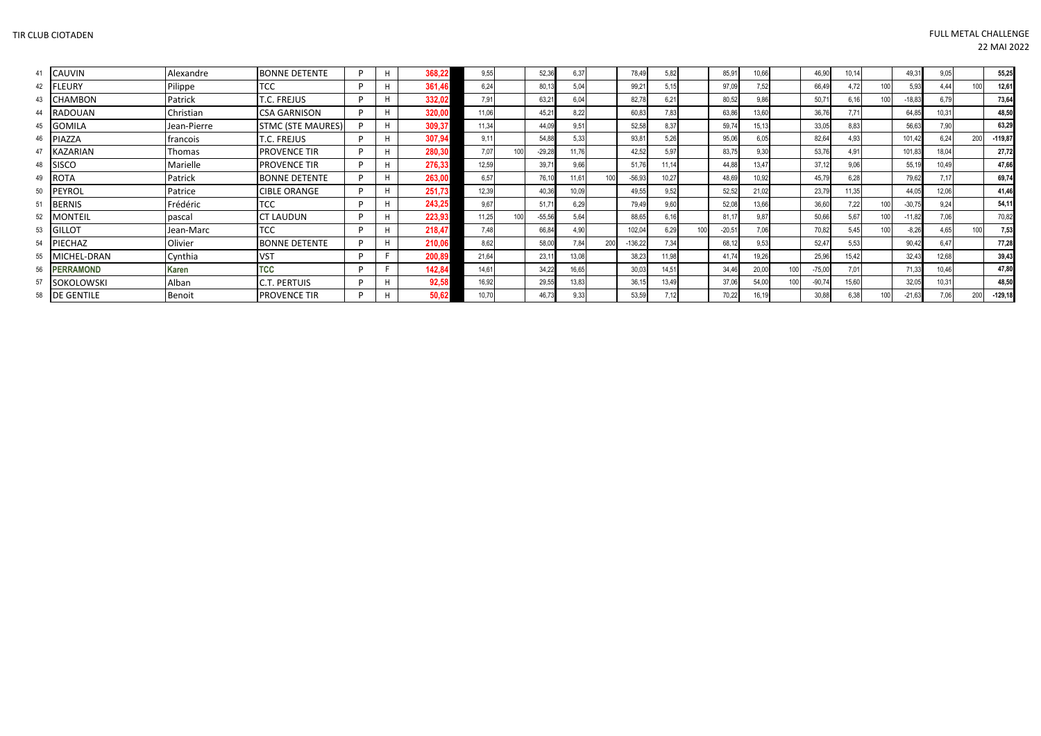| | | | | | | | | | | | | | | | | | | | | | | | | |
|---|---|---|---|---|---|---|---|---|---|---|---|---|---|---|---|---|---|---|---|---|---|---|---|---|
| 41 | CAUVIN | Alexandre | BONNE DETENTE | P | H | **368,22** | 9,55 | | 52,36 | 6,37 | | 78,49 | 5,82 | | 85,91 | 10,66 | | 46,90 | 10,14 | | 49,31 | 9,05 | | **55,25** |
| 42 | FLEURY | Pilippe | TCC | P | H | **361,46** | 6,24 | | 80,13 | 5,04 | | 99,21 | 5,15 | | 97,09 | 7,52 | | 66,49 | 4,72 | 100 | 5,93 | 4,44 | 100 | **12,61** |
| 43 | CHAMBON | Patrick | T.C. FREJUS | P | H | **332,02** | 7,91 | | 63,21 | 6,04 | | 82,78 | 6,21 | | 80,52 | 9,86 | | 50,71 | 6,16 | 100 | -18,83 | 6,79 | | **73,64** |
| 44 | RADOUAN | Christian | CSA GARNISON | P | H | **320,00** | 11,06 | | 45,21 | 8,22 | | 60,83 | 7,83 | | 63,86 | 13,60 | | 36,76 | 7,71 | | 64,85 | 10,31 | | **48,50** |
| 45 | GOMILA | Jean-Pierre | STMC (STE MAURES) | P | H | **309,37** | 11,34 | | 44,09 | 9,51 | | 52,58 | 8,37 | | 59,74 | 15,13 | | 33,05 | 8,83 | | 56,63 | 7,90 | | **63,29** |
| 46 | PIAZZA | francois | T.C. FREJUS | P | H | **307,94** | 9,11 | | 54,88 | 5,33 | | 93,81 | 5,26 | | 95,06 | 6,05 | | 82,64 | 4,93 | | 101,42 | 6,24 | 200 | **-119,87** |
| 47 | KAZARIAN | Thomas | PROVENCE TIR | P | H | **280,30** | 7,07 | 100 | -29,28 | 11,76 | | 42,52 | 5,97 | | 83,75 | 9,30 | | 53,76 | 4,91 | | 101,83 | 18,04 | | **27,72** |
| 48 | SISCO | Marielle | PROVENCE TIR | P | H | **276,33** | 12,59 | | 39,71 | 9,66 | | 51,76 | 11,14 | | 44,88 | 13,47 | | 37,12 | 9,06 | | 55,19 | 10,49 | | **47,66** |
| 49 | ROTA | Patrick | BONNE DETENTE | P | H | **263,00** | 6,57 | | 76,10 | 11,61 | 100 | -56,93 | 10,27 | | 48,69 | 10,92 | | 45,79 | 6,28 | | 79,62 | 7,17 | | **69,74** |
| 50 | PEYROL | Patrice | CIBLE ORANGE | P | H | **251,73** | 12,39 | | 40,36 | 10,09 | | 49,55 | 9,52 | | 52,52 | 21,02 | | 23,79 | 11,35 | | 44,05 | 12,06 | | **41,46** |
| 51 | BERNIS | Frédéric | TCC | P | H | **243,25** | 9,67 | | 51,71 | 6,29 | | 79,49 | 9,60 | | 52,08 | 13,66 | | 36,60 | 7,22 | 100 | -30,75 | 9,24 | | **54,11** |
| 52 | MONTEIL | pascal | CT LAUDUN | P | H | **223,93** | 11,25 | 100 | -55,56 | 5,64 | | 88,65 | 6,16 | | 81,17 | 9,87 | | 50,66 | 5,67 | 100 | -11,82 | 7,06 | | **70,82** |
| 53 | GILLOT | Jean-Marc | TCC | P | H | **218,47** | 7,48 | | 66,84 | 4,90 | | 102,04 | 6,29 | 100 | -20,51 | 7,06 | | 70,82 | 5,45 | 100 | -8,26 | 4,65 | 100 | **7,53** |
| 54 | PIECHAZ | Olivier | BONNE DETENTE | P | H | **210,06** | 8,62 | | 58,00 | 7,84 | 200 | -136,22 | 7,34 | | 68,12 | 9,53 | | 52,47 | 5,53 | | 90,42 | 6,47 | | **77,28** |
| 55 | MICHEL-DRAN | Cynthia | VST | P | F | **200,89** | 21,64 | | 23,11 | 13,08 | | 38,23 | 11,98 | | 41,74 | 19,26 | | 25,96 | 15,42 | | 32,43 | 12,68 | | **39,43** |
| 56 | **PERRAMOND** | **Karen** | **TCC** | P | F | **142,84** | 14,61 | | 34,22 | 16,65 | | 30,03 | 14,51 | | 34,46 | 20,00 | 100 | -75,00 | 7,01 | | 71,33 | 10,46 | | **47,80** |
| 57 | SOKOLOWSKI | Alban | C.T. PERTUIS | P | H | **92,58** | 16,92 | | 29,55 | 13,83 | | 36,15 | 13,49 | | 37,06 | 54,00 | 100 | -90,74 | 15,60 | | 32,05 | 10,31 | | **48,50** |
| 58 | DE GENTILE | Benoit | PROVENCE TIR | P | H | **50,62** | 10,70 | | 46,73 | 9,33 | | 53,59 | 7,12 | | 70,22 | 16,19 | | 30,88 | 6,38 | 100 | -21,63 | 7,06 | 200 | **-129,18** |